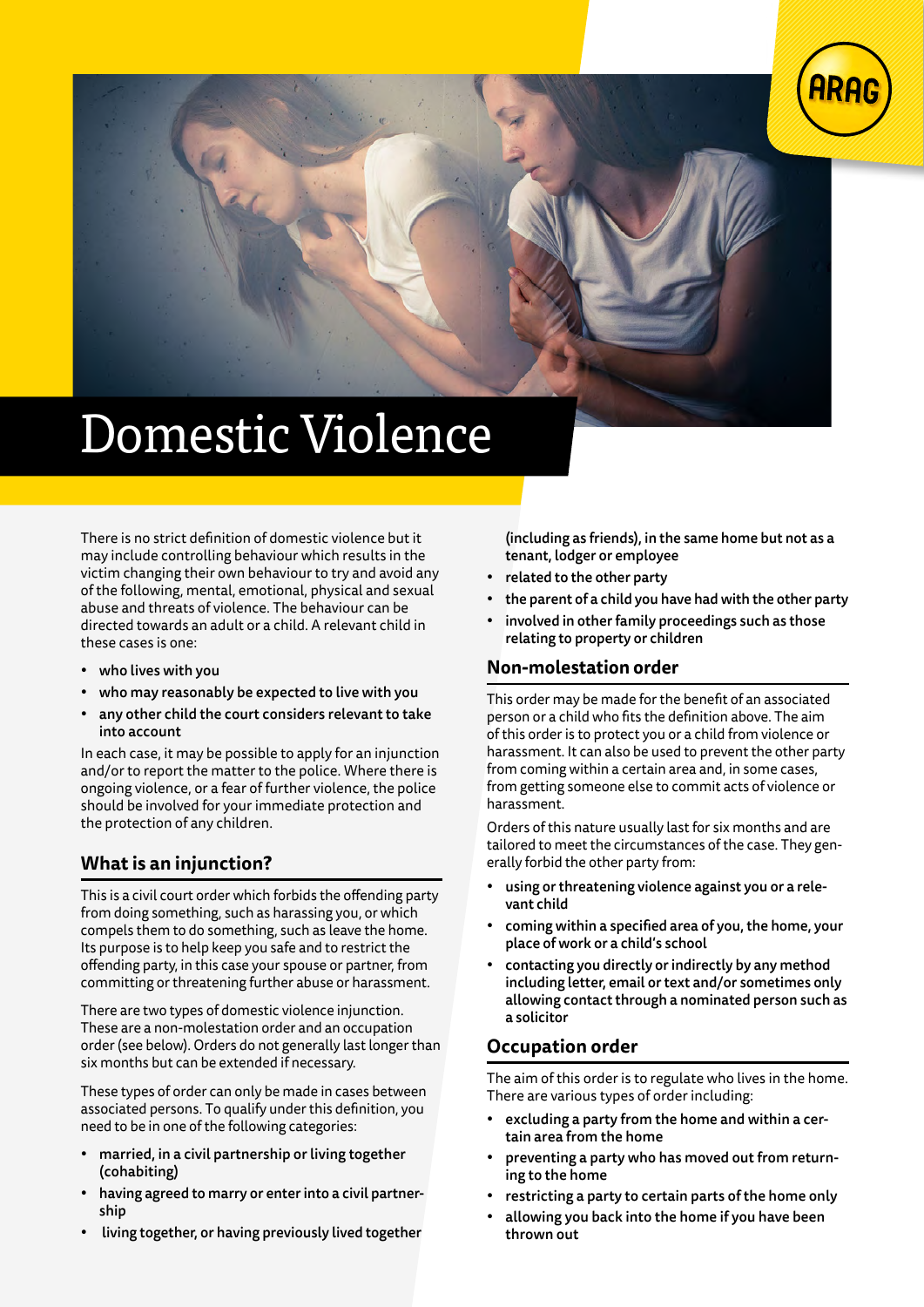# Domestic Violence

There is no strict definition of domestic violence but it may include controlling behaviour which results in the victim changing their own behaviour to try and avoid any of the following, mental, emotional, physical and sexual abuse and threats of violence. The behaviour can be directed towards an adult or a child. A relevant child in these cases is one:

- **who lives with you**
- **who may reasonably be expected to live with you**
- **any other child the court considers relevant to take into account**

In each case, it may be possible to apply for an injunction and/or to report the matter to the police. Where there is ongoing violence, or a fear of further violence, the police should be involved for your immediate protection and the protection of any children.

## What is an injunction?

This is a civil court order which forbids the offending party from doing something, such as harassing you, or which compels them to do something, such as leave the home. Its purpose is to help keep you safe and to restrict the offending party, in this case your spouse or partner, from committing or threatening further abuse or harassment.

There are two types of domestic violence injunction. These are a non-molestation order and an occupation order (see below). Orders do not generally last longer than six months but can be extended if necessary.

These types of order can only be made in cases between associated persons. To qualify under this definition, you need to be in one of the following categories:

- **married, in a civil partnership or living together (cohabiting)**
- **having agreed to marry or enter into a civil partnership**
- **living together, or having previously lived together (including as friends), in the same home but not as a tenant, lodger or employee**
- **related to the other party**
- **the parent of a child you have had with the other party**
- **involved in other family proceedings such as those relating to property or children**

## Non-molestation order

This order may be made for the benefit of an associated person or a child who fits the definition above. The aim of this order is to protect you or a child from violence or harassment. It can also be used to prevent the other party from coming within a certain area and, in some cases, from getting someone else to commit acts of violence or harassment.

Orders of this nature usually last for six months and are tailored to meet the circumstances of the case. They generally forbid the other party from:

- **using or threatening violence against you or a relevant child**
- **coming within a specified area of you, the home, your place of work or a child's school**
- **contacting you directly or indirectly by any method including letter, email or text and/or sometimes only allowing contact through a nominated person such as a solicitor**

## Occupation order

The aim of this order is to regulate who lives in the home. There are various types of order including:

- **excluding a party from the home and within a certain area from the home**
- **preventing a party who has moved out from returning to the home**
- **restricting a party to certain parts of the home only**
- **allowing you back into the home if you have been thrown out**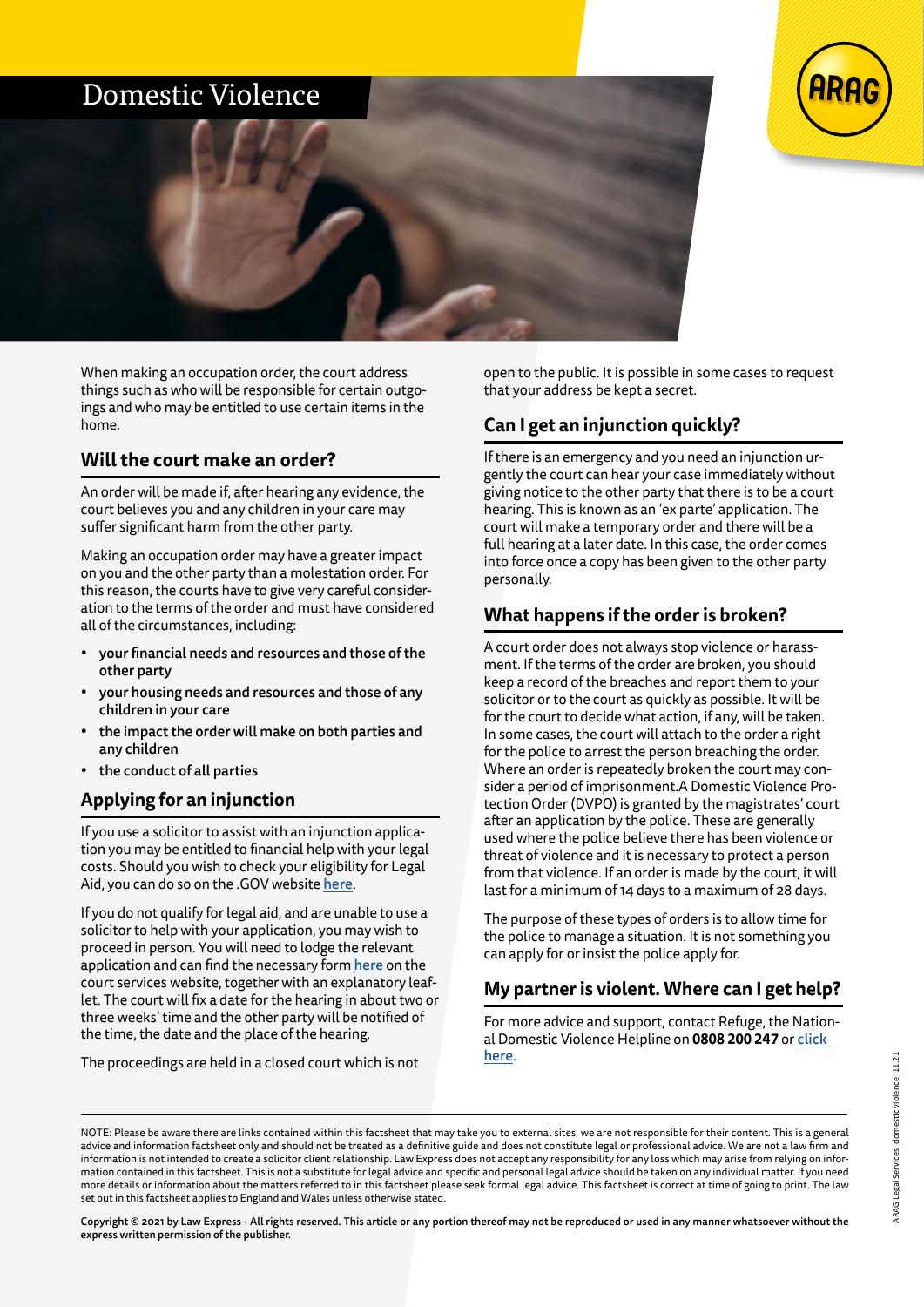# Domestic Violence

When making an occupation order, the court address things such as who will be responsible for certain outgoings and who may be entitled to use certain items in the home.

## Will the court make an order?

An order will be made if, after hearing any evidence, the court believes you and any children in your care may suffer significant harm from the other party.

Making an occupation order may have a greater impact on you and the other party than a molestation order. For this reason, the courts have to give very careful consideration to the terms of the order and must have considered all of the circumstances, including:

- **your financial needs and resources and those of the other party**
- **your housing needs and resources and those of any children in your care**
- **the impact the order will make on both parties and any children**
- **the conduct of all parties**

## Applying for an injunction

If you use a solicitor to assist with an injunction application you may be entitled to financial help with your legal costs. Should you wish to check your eligibility for Legal Aid, you can do so on the .GOV website [here](#).

If you do not qualify for legal aid, and are unable to use a solicitor to help with your application, you may wish to proceed in person. You will need to lodge the relevant application and can find the necessary form [here](#) on the court services website, together with an explanatory leaflet. The court will fix a date for the hearing in about two or three weeks' time and the other party will be notified of the time, the date and the place of the hearing.

The proceedings are held in a closed court which is not open to the public. It is possible in some cases to request that your address be kept a secret.

## Can I get an injunction quickly?

If there is an emergency and you need an injunction urgently the court can hear your case immediately without giving notice to the other party that there is to be a court hearing. This is known as an 'ex parte' application. The court will make a temporary order and there will be a full hearing at a later date. In this case, the order comes into force once a copy has been given to the other party personally.

## What happens if the order is broken?

A court order does not always stop violence or harassment. If the terms of the order are broken, you should keep a record of the breaches and report them to your solicitor or to the court as quickly as possible. It will be for the court to decide what action, if any, will be taken. In some cases, the court will attach to the order a right for the police to arrest the person breaching the order. Where an order is repeatedly broken the court may consider a period of imprisonment.A Domestic Violence Protection Order (DVPO) is granted by the magistrates' court after an application by the police. These are generally used where the police believe there has been violence or threat of violence and it is necessary to protect a person from that violence. If an order is made by the court, it will last for a minimum of 14 days to a maximum of 28 days.

The purpose of these types of orders is to allow time for the police to manage a situation. It is not something you can apply for or insist the police apply for.

## My partner is violent. Where can I get help?

For more advice and support, contact Refuge, the National Domestic Violence Helpline on **0808 200 247** or [click here](#).

---

NOTE: Please be aware there are links contained within this factsheet that may take you to external sites, we are not responsible for their content. This is a general advice and information factsheet only and should not be treated as a definitive guide and does not constitute legal or professional advice. We are not a law firm and information is not intended to create a solicitor client relationship. Law Express does not accept any responsibility for any loss which may arise from relying on information contained in this factsheet. This is not a substitute for legal advice and specific and personal legal advice should be taken on any individual matter. If you need more details or information about the matters referred to in this factsheet please seek formal legal advice. This factsheet is correct at time of going to print. The law set out in this factsheet applies to England and Wales unless otherwise stated.

**Copyright © 2021 by Law Express - All rights reserved. This article or any portion thereof may not be reproduced or used in any manner whatsoever without the express written permission of the publisher.**